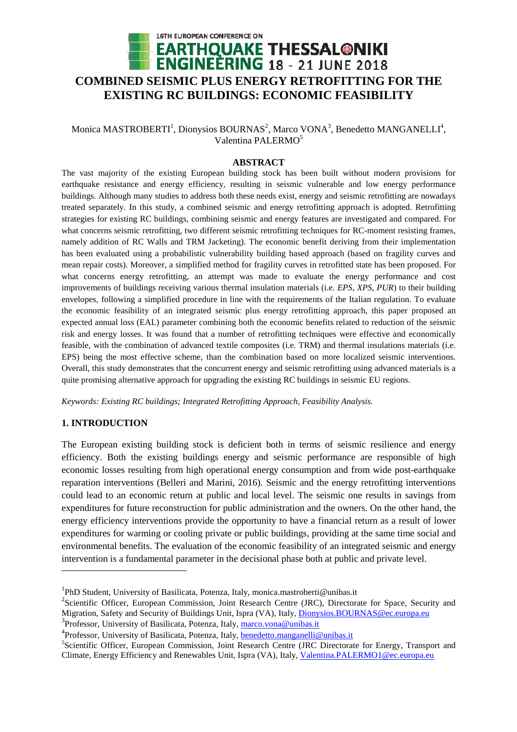# COMBINED SEISMIC PLUS ENERGY RETROFITTING FOR THE EXISTING RC BUILDINGS: ECONOMIC FEASIBILITY

Monica MASTROBERTI[1], Dionysios BOURNAS[2], Marco VONA[3], Benedetto MANGANELLI[4], Valentina PALERMO[5]

## ABSTRACT

The vast majority of the existing European building stock has been built without modern provisions for earthquake resistance and energy efficiency, resulting in seismic vulnerable and low energy performance buildings. Although many studies to address both these needs exist, energy and seismic retrofitting are nowadays treated separately. In this study, a combined seismic and energy retrofitting approach is adopted. Retrofitting strategies for existing RC buildings, combining seismic and energy features are investigated and compared. For what concerns seismic retrofitting, two different seismic retrofitting techniques for RC-moment resisting frames, namely addition of RC Walls and TRM Jacketing). The economic benefit deriving from their implementation has been evaluated using a probabilistic vulnerability building based approach (based on fragility curves and mean repair costs). Moreover, a simplified method for fragility curves in retrofitted state has been proposed. For what concerns energy retrofitting, an attempt was made to evaluate the energy performance and cost improvements of buildings receiving various thermal insulation materials (i.e. *EPS*, *XPS*, *PUR*) to their building envelopes, following a simplified procedure in line with the requirements of the Italian regulation. To evaluate the economic feasibility of an integrated seismic plus energy retrofitting approach, this paper proposed an expected annual loss (EAL) parameter combining both the economic benefits related to reduction of the seismic risk and energy losses. It was found that a number of retrofitting techniques were effective and economically feasible, with the combination of advanced textile composites (i.e. TRM) and thermal insulations materials (i.e. EPS) being the most effective scheme, than the combination based on more localized seismic interventions. Overall, this study demonstrates that the concurrent energy and seismic retrofitting using advanced materials is a quite promising alternative approach for upgrading the existing RC buildings in seismic EU regions.

*Keywords: Existing RC buildings; Integrated Retrofitting Approach, Feasibility Analysis.*

## 1. INTRODUCTION

The European existing building stock is deficient both in terms of seismic resilience and energy efficiency. Both the existing buildings energy and seismic performance are responsible of high economic losses resulting from high operational energy consumption and from wide post-earthquake reparation interventions (Belleri and Marini, 2016). Seismic and the energy retrofitting interventions could lead to an economic return at public and local level. The seismic one results in savings from expenditures for future reconstruction for public administration and the owners. On the other hand, the energy efficiency interventions provide the opportunity to have a financial return as a result of lower expenditures for warming or cooling private or public buildings, providing at the same time social and environmental benefits. The evaluation of the economic feasibility of an integrated seismic and energy intervention is a fundamental parameter in the decisional phase both at public and private level.

---

[1] PhD Student, University of Basilicata, Potenza, Italy, monica.mastroberti@unibas.it

[2] Scientific Officer, European Commission, Joint Research Centre (JRC), Directorate for Space, Security and Migration, Safety and Security of Buildings Unit, Ispra (VA), Italy, Dionysios.BOURNAS@ec.europa.eu

[3] Professor, University of Basilicata, Potenza, Italy, marco.vona@unibas.it

[4] Professor, University of Basilicata, Potenza, Italy, benedetto.manganelli@unibas.it

[5] Scientific Officer, European Commission, Joint Research Centre (JRC Directorate for Energy, Transport and Climate, Energy Efficiency and Renewables Unit, Ispra (VA), Italy, Valentina.PALERMO1@ec.europa.eu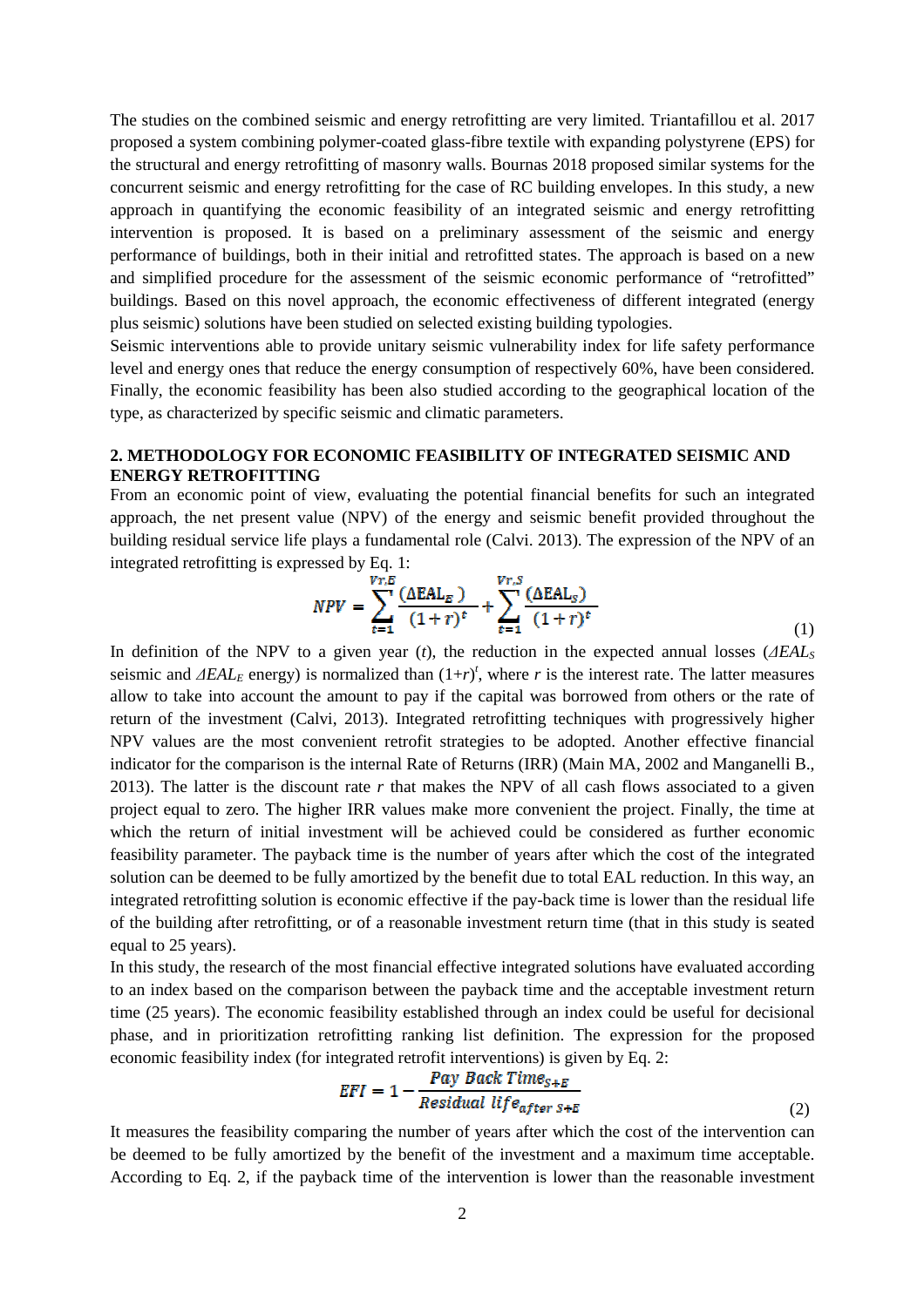The studies on the combined seismic and energy retrofitting are very limited. Triantafillou et al. 2017 proposed a system combining polymer-coated glass-fibre textile with expanding polystyrene (EPS) for the structural and energy retrofitting of masonry walls. Bournas 2018 proposed similar systems for the concurrent seismic and energy retrofitting for the case of RC building envelopes. In this study, a new approach in quantifying the economic feasibility of an integrated seismic and energy retrofitting intervention is proposed. It is based on a preliminary assessment of the seismic and energy performance of buildings, both in their initial and retrofitted states. The approach is based on a new and simplified procedure for the assessment of the seismic economic performance of "retrofitted" buildings. Based on this novel approach, the economic effectiveness of different integrated (energy plus seismic) solutions have been studied on selected existing building typologies.

Seismic interventions able to provide unitary seismic vulnerability index for life safety performance level and energy ones that reduce the energy consumption of respectively 60%, have been considered. Finally, the economic feasibility has been also studied according to the geographical location of the type, as characterized by specific seismic and climatic parameters.

## 2. METHODOLOGY FOR ECONOMIC FEASIBILITY OF INTEGRATED SEISMIC AND ENERGY RETROFITTING

From an economic point of view, evaluating the potential financial benefits for such an integrated approach, the net present value (NPV) of the energy and seismic benefit provided throughout the building residual service life plays a fundamental role (Calvi. 2013). The expression of the NPV of an integrated retrofitting is expressed by Eq. 1:

$$NPV = \sum_{t=1}^{Vr,E} \frac{(\Delta EAL_E)}{(1+r)^t} + \sum_{t=1}^{Vr,S} \frac{(\Delta EAL_S)}{(1+r)^t} \tag{1}$$

In definition of the NPV to a given year ($t$), the reduction in the expected annual losses ($\Delta EAL_S$ seismic and $\Delta EAL_E$ energy) is normalized than $(1+r)^t$, where $r$ is the interest rate. The latter measures allow to take into account the amount to pay if the capital was borrowed from others or the rate of return of the investment (Calvi, 2013). Integrated retrofitting techniques with progressively higher NPV values are the most convenient retrofit strategies to be adopted. Another effective financial indicator for the comparison is the internal Rate of Returns (IRR) (Main MA, 2002 and Manganelli B., 2013). The latter is the discount rate $r$ that makes the NPV of all cash flows associated to a given project equal to zero. The higher IRR values make more convenient the project. Finally, the time at which the return of initial investment will be achieved could be considered as further economic feasibility parameter. The payback time is the number of years after which the cost of the integrated solution can be deemed to be fully amortized by the benefit due to total EAL reduction. In this way, an integrated retrofitting solution is economic effective if the pay-back time is lower than the residual life of the building after retrofitting, or of a reasonable investment return time (that in this study is seated equal to 25 years).

In this study, the research of the most financial effective integrated solutions have evaluated according to an index based on the comparison between the payback time and the acceptable investment return time (25 years). The economic feasibility established through an index could be useful for decisional phase, and in prioritization retrofitting ranking list definition. The expression for the proposed economic feasibility index (for integrated retrofit interventions) is given by Eq. 2:

$$EFI = 1 - \frac{Pay\ Back\ Time_{S+E}}{Residual\ life_{after\ S+E}} \tag{2}$$

It measures the feasibility comparing the number of years after which the cost of the intervention can be deemed to be fully amortized by the benefit of the investment and a maximum time acceptable. According to Eq. 2, if the payback time of the intervention is lower than the reasonable investment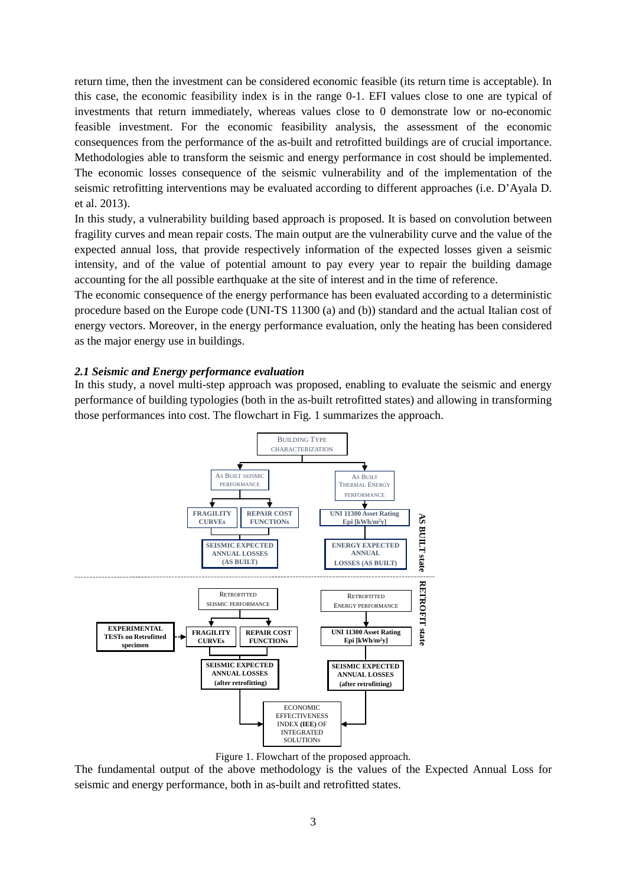return time, then the investment can be considered economic feasible (its return time is acceptable). In this case, the economic feasibility index is in the range 0-1. EFI values close to one are typical of investments that return immediately, whereas values close to 0 demonstrate low or no-economic feasible investment. For the economic feasibility analysis, the assessment of the economic consequences from the performance of the as-built and retrofitted buildings are of crucial importance. Methodologies able to transform the seismic and energy performance in cost should be implemented. The economic losses consequence of the seismic vulnerability and of the implementation of the seismic retrofitting interventions may be evaluated according to different approaches (i.e. D'Ayala D. et al. 2013).

In this study, a vulnerability building based approach is proposed. It is based on convolution between fragility curves and mean repair costs. The main output are the vulnerability curve and the value of the expected annual loss, that provide respectively information of the expected losses given a seismic intensity, and of the value of potential amount to pay every year to repair the building damage accounting for the all possible earthquake at the site of interest and in the time of reference.

The economic consequence of the energy performance has been evaluated according to a deterministic procedure based on the Europe code (UNI-TS 11300 (a) and (b)) standard and the actual Italian cost of energy vectors. Moreover, in the energy performance evaluation, only the heating has been considered as the major energy use in buildings.

### *2.1 Seismic and Energy performance evaluation*

In this study, a novel multi-step approach was proposed, enabling to evaluate the seismic and energy performance of building typologies (both in the as-built and retrofitted states) and allowing in transforming those performances into cost. The flowchart in Fig. 1 summarizes the approach.

Figure 1. Flowchart of the proposed approach.

The fundamental output of the above methodology is the values of the Expected Annual Loss for seismic and energy performance, both in as-built and retrofitted states.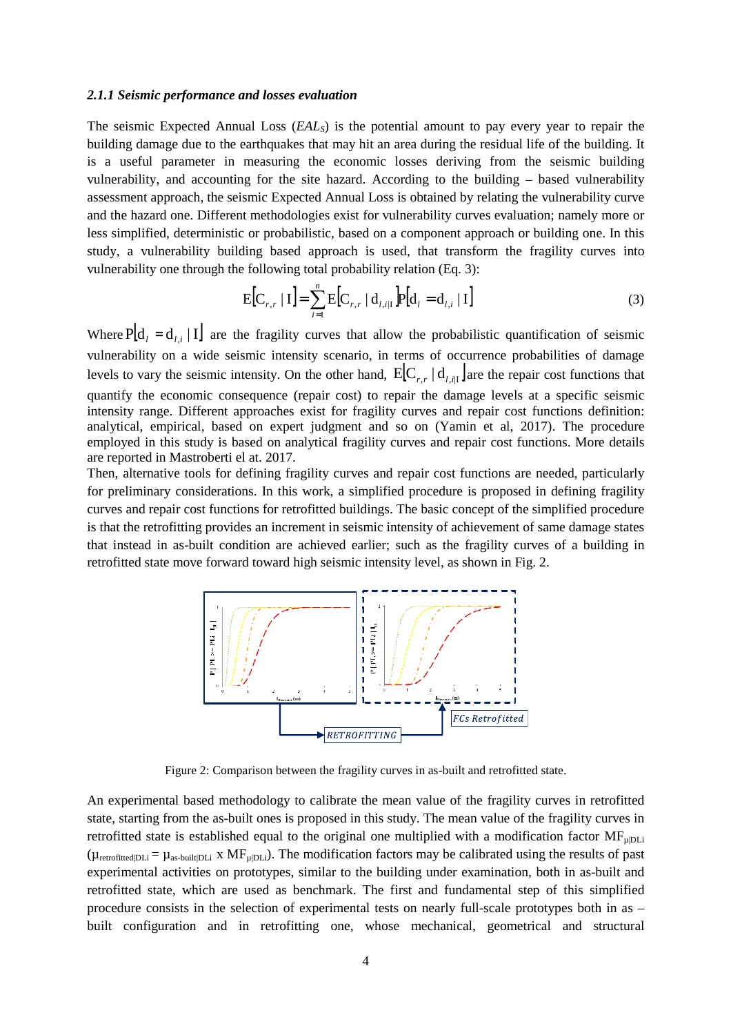#### *2.1.1 Seismic performance and losses evaluation*

The seismic Expected Annual Loss (*EAL*$_S$) is the potential amount to pay every year to repair the building damage due to the earthquakes that may hit an area during the residual life of the building. It is a useful parameter in measuring the economic losses deriving from the seismic building vulnerability, and accounting for the site hazard. According to the building – based vulnerability assessment approach, the seismic Expected Annual Loss is obtained by relating the vulnerability curve and the hazard one. Different methodologies exist for vulnerability curves evaluation; namely more or less simplified, deterministic or probabilistic, based on a component approach or building one. In this study, a vulnerability building based approach is used, that transform the fragility curves into vulnerability one through the following total probability relation (Eq. 3):

$$\mathrm{E}\left[\mathrm{C}_{r,r} \mid \mathrm{I}\right] = \sum_{i=1}^{n} \mathrm{E}\left[\mathrm{C}_{r,r} \mid \mathrm{d}_{l,i|\mathrm{I}}\right] \mathrm{P}\left[\mathrm{d}_{l} = \mathrm{d}_{l,i} \mid \mathrm{I}\right] \tag{3}$$

Where $\mathrm{P}\left[\mathrm{d}_{l} = \mathrm{d}_{l,i} \mid \mathrm{I}\right]$ are the fragility curves that allow the probabilistic quantification of seismic vulnerability on a wide seismic intensity scenario, in terms of occurrence probabilities of damage levels to vary the seismic intensity. On the other hand, $\mathrm{E}\left[\mathrm{C}_{r,r} \mid \mathrm{d}_{l,i|\mathrm{I}}\right]$ are the repair cost functions that quantify the economic consequence (repair cost) to repair the damage levels at a specific seismic intensity range. Different approaches exist for fragility curves and repair cost functions definition: analytical, empirical, based on expert judgment and so on (Yamin et al, 2017). The procedure employed in this study is based on analytical fragility curves and repair cost functions. More details are reported in Mastroberti el at. 2017.

Then, alternative tools for defining fragility curves and repair cost functions are needed, particularly for preliminary considerations. In this work, a simplified procedure is proposed in defining fragility curves and repair cost functions for retrofitted buildings. The basic concept of the simplified procedure is that the retrofitting provides an increment in seismic intensity of achievement of same damage states that instead in as-built condition are achieved earlier; such as the fragility curves of a building in retrofitted state move forward toward high seismic intensity level, as shown in Fig. 2.

Figure 2: Comparison between the fragility curves in as-built and retrofitted state.

An experimental based methodology to calibrate the mean value of the fragility curves in retrofitted state, starting from the as-built ones is proposed in this study. The mean value of the fragility curves in retrofitted state is established equal to the original one multiplied with a modification factor $\mathrm{MF}_{\mu|\mathrm{DLi}}$ ($\mu_{\mathrm{retrofitted|DLi}} = \mu_{\mathrm{as\text{-}built|DLi}} \times \mathrm{MF}_{\mu|\mathrm{DLi}}$). The modification factors may be calibrated using the results of past experimental activities on prototypes, similar to the building under examination, both in as-built and retrofitted state, which are used as benchmark. The first and fundamental step of this simplified procedure consists in the selection of experimental tests on nearly full-scale prototypes both in as – built configuration and in retrofitting one, whose mechanical, geometrical and structural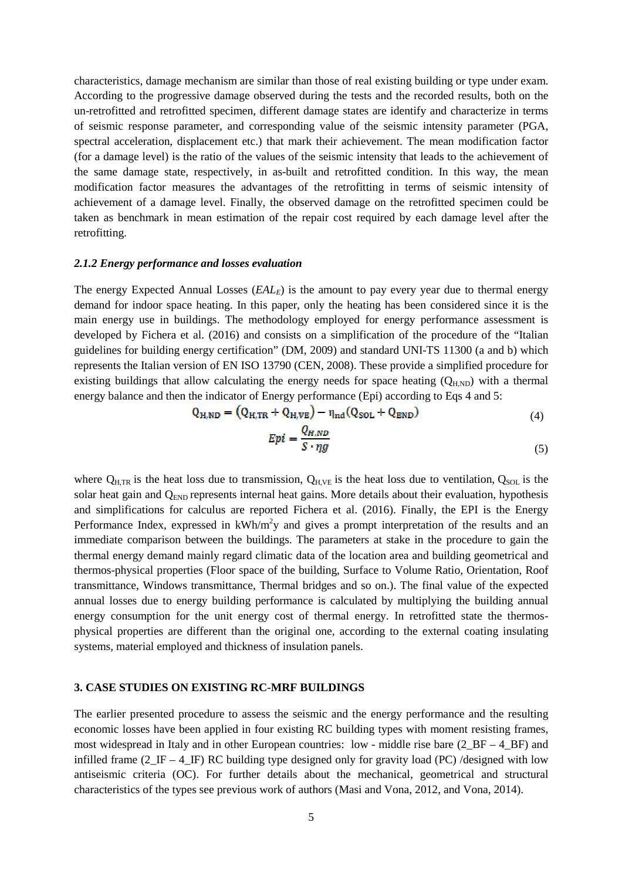characteristics, damage mechanism are similar than those of real existing building or type under exam. According to the progressive damage observed during the tests and the recorded results, both on the un-retrofitted and retrofitted specimen, different damage states are identify and characterize in terms of seismic response parameter, and corresponding value of the seismic intensity parameter (PGA, spectral acceleration, displacement etc.) that mark their achievement. The mean modification factor (for a damage level) is the ratio of the values of the seismic intensity that leads to the achievement of the same damage state, respectively, in as-built and retrofitted condition. In this way, the mean modification factor measures the advantages of the retrofitting in terms of seismic intensity of achievement of a damage level. Finally, the observed damage on the retrofitted specimen could be taken as benchmark in mean estimation of the repair cost required by each damage level after the retrofitting.

### *2.1.2 Energy performance and losses evaluation*

The energy Expected Annual Losses ($EAL_E$) is the amount to pay every year due to thermal energy demand for indoor space heating. In this paper, only the heating has been considered since it is the main energy use in buildings. The methodology employed for energy performance assessment is developed by Fichera et al. (2016) and consists on a simplification of the procedure of the "Italian guidelines for building energy certification" (DM, 2009) and standard UNI-TS 11300 (a and b) which represents the Italian version of EN ISO 13790 (CEN, 2008). These provide a simplified procedure for existing buildings that allow calculating the energy needs for space heating ($Q_{H,ND}$) with a thermal energy balance and then the indicator of Energy performance (Epi) according to Eqs 4 and 5:

$$Q_{H,ND} = \left(Q_{H,TR} + Q_{H,VE}\right) - \eta_{nd}\left(Q_{SOL} + Q_{END}\right) \tag{4}$$

$$Epi = \frac{Q_{H,ND}}{S \cdot \eta g} \tag{5}$$

where $Q_{H,TR}$ is the heat loss due to transmission, $Q_{H,VE}$ is the heat loss due to ventilation, $Q_{SOL}$ is the solar heat gain and $Q_{END}$ represents internal heat gains. More details about their evaluation, hypothesis and simplifications for calculus are reported Fichera et al. (2016). Finally, the EPI is the Energy Performance Index, expressed in kWh/m$^2$y and gives a prompt interpretation of the results and an immediate comparison between the buildings. The parameters at stake in the procedure to gain the thermal energy demand mainly regard climatic data of the location area and building geometrical and thermos-physical properties (Floor space of the building, Surface to Volume Ratio, Orientation, Roof transmittance, Windows transmittance, Thermal bridges and so on.). The final value of the expected annual losses due to energy building performance is calculated by multiplying the building annual energy consumption for the unit energy cost of thermal energy. In retrofitted state the thermos-physical properties are different than the original one, according to the external coating insulating systems, material employed and thickness of insulation panels.

## 3. CASE STUDIES ON EXISTING RC-MRF BUILDINGS

The earlier presented procedure to assess the seismic and the energy performance and the resulting economic losses have been applied in four existing RC building types with moment resisting frames, most widespread in Italy and in other European countries: low - middle rise bare (2_BF – 4_BF) and infilled frame (2_IF – 4_IF) RC building type designed only for gravity load (PC) /designed with low antiseismic criteria (OC). For further details about the mechanical, geometrical and structural characteristics of the types see previous work of authors (Masi and Vona, 2012, and Vona, 2014).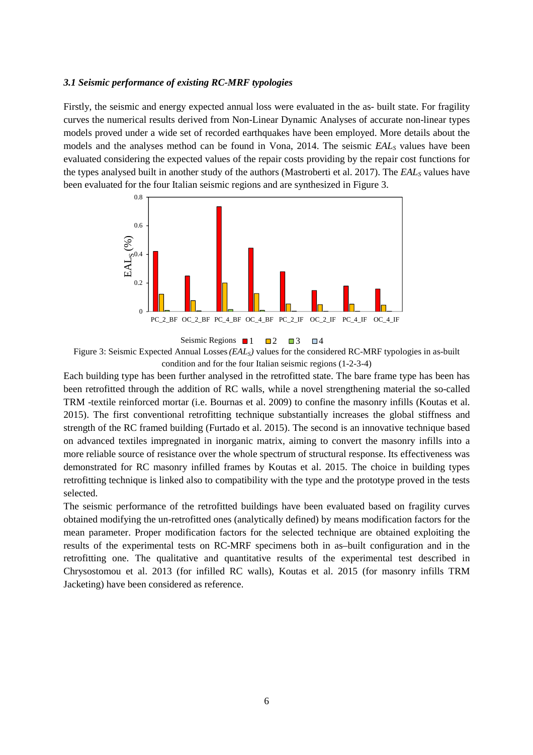### *3.1 Seismic performance of existing RC-MRF typologies*

Firstly, the seismic and energy expected annual loss were evaluated in the as- built state. For fragility curves the numerical results derived from Non-Linear Dynamic Analyses of accurate non-linear types models proved under a wide set of recorded earthquakes have been employed. More details about the models and the analyses method can be found in Vona, 2014. The seismic $EAL_S$ values have been evaluated considering the expected values of the repair costs providing by the repair cost functions for the types analysed built in another study of the authors (Mastroberti et al. 2017). The $EAL_S$ values have been evaluated for the four Italian seismic regions and are synthesized in Figure 3.

Figure 3: Seismic Expected Annual Losses *($EAL_S$)* values for the considered RC-MRF typologies in as-built condition and for the four Italian seismic regions (1-2-3-4)

Each building type has been further analysed in the retrofitted state. The bare frame type has been retrofitted through the addition of RC walls, while a novel strengthening material the so-called TRM -textile reinforced mortar (i.e. Bournas et al. 2009) to confine the masonry infills (Koutas et al. 2015). The first conventional retrofitting technique substantially increases the global stiffness and strength of the RC framed building (Furtado et al. 2015). The second is an innovative technique based on advanced textiles impregnated in inorganic matrix, aiming to convert the masonry infills into a more reliable source of resistance over the whole spectrum of structural response. Its effectiveness was demonstrated for RC masonry infilled frames by Koutas et al. 2015. The choice in building types retrofitting technique is linked also to compatibility with the type and the prototype proved in the tests selected.

The seismic performance of the retrofitted buildings have been evaluated based on fragility curves obtained modifying the un-retrofitted ones (analytically defined) by means modification factors for the mean parameter. Proper modification factors for the selected technique are obtained exploiting the results of the experimental tests on RC-MRF specimens both in as–built configuration and in the retrofitting one. The qualitative and quantitative results of the experimental test described in Chrysostomou et al. 2013 (for infilled RC walls), Koutas et al. 2015 (for masonry infills TRM Jacketing) have been considered as reference.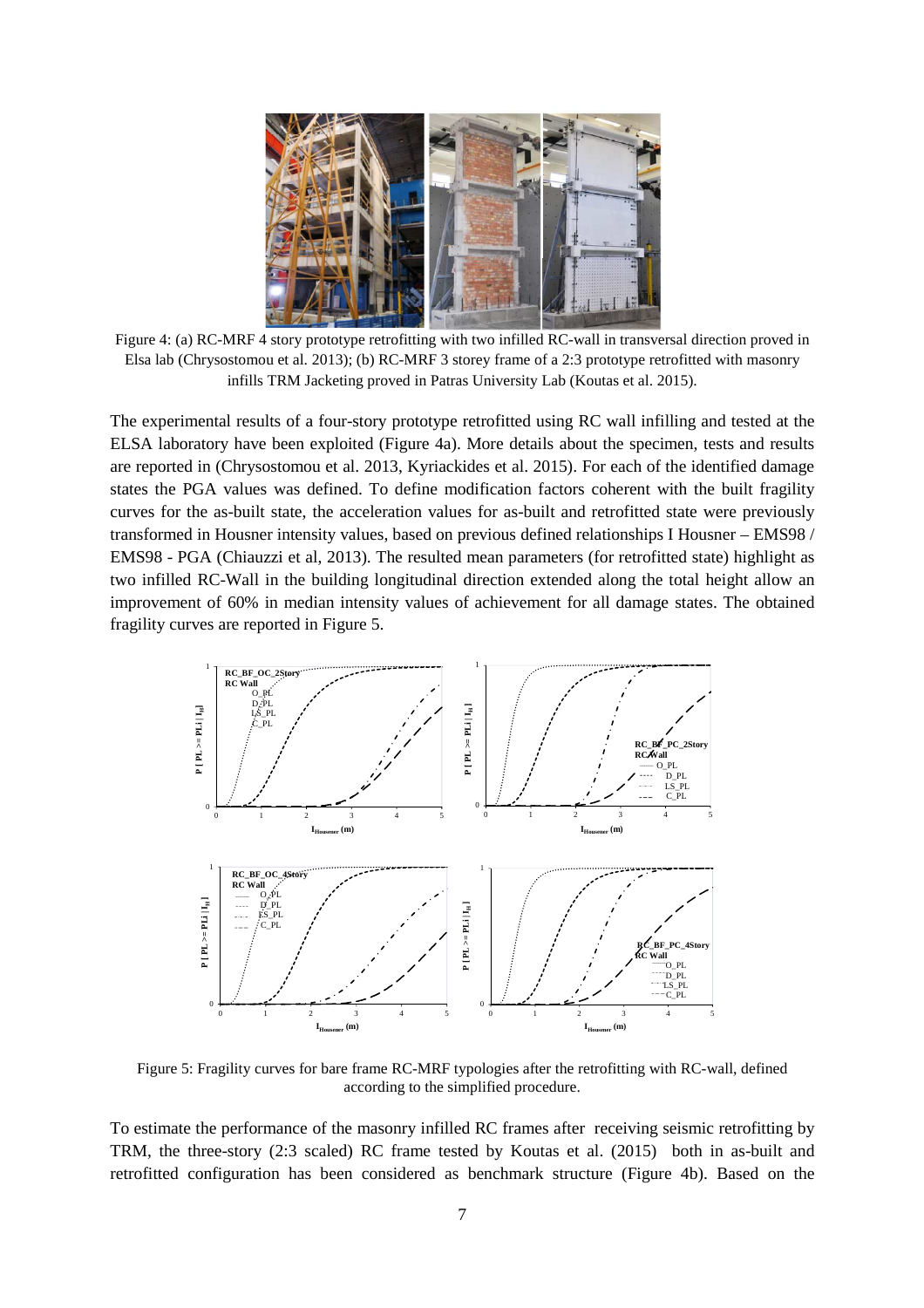Figure 4: (a) RC-MRF 4 story prototype retrofitting with two infilled RC-wall in transversal direction proved in Elsa lab (Chrysostomou et al. 2013); (b) RC-MRF 3 storey frame of a 2:3 prototype retrofitted with masonry infills TRM Jacketing proved in Patras University Lab (Koutas et al. 2015).

The experimental results of a four-story prototype retrofitted using RC wall infilling and tested at the ELSA laboratory have been exploited (Figure 4a). More details about the specimen, tests and results are reported in (Chrysostomou et al. 2013, Kyriackides et al. 2015). For each of the identified damage states the PGA values was defined. To define modification factors coherent with the built fragility curves for the as-built state, the acceleration values for as-built and retrofitted state were previously transformed in Housner intensity values, based on previous defined relationships I Housner – EMS98 / EMS98 - PGA (Chiauzzi et al, 2013). The resulted mean parameters (for retrofitted state) highlight as two infilled RC-Wall in the building longitudinal direction extended along the total height allow an improvement of 60% in median intensity values of achievement for all damage states. The obtained fragility curves are reported in Figure 5.

Figure 5: Fragility curves for bare frame RC-MRF typologies after the retrofitting with RC-wall, defined according to the simplified procedure.

To estimate the performance of the masonry infilled RC frames after receiving seismic retrofitting by TRM, the three-story (2:3 scaled) RC frame tested by Koutas et al. (2015) both in as-built and retrofitted configuration has been considered as benchmark structure (Figure 4b). Based on the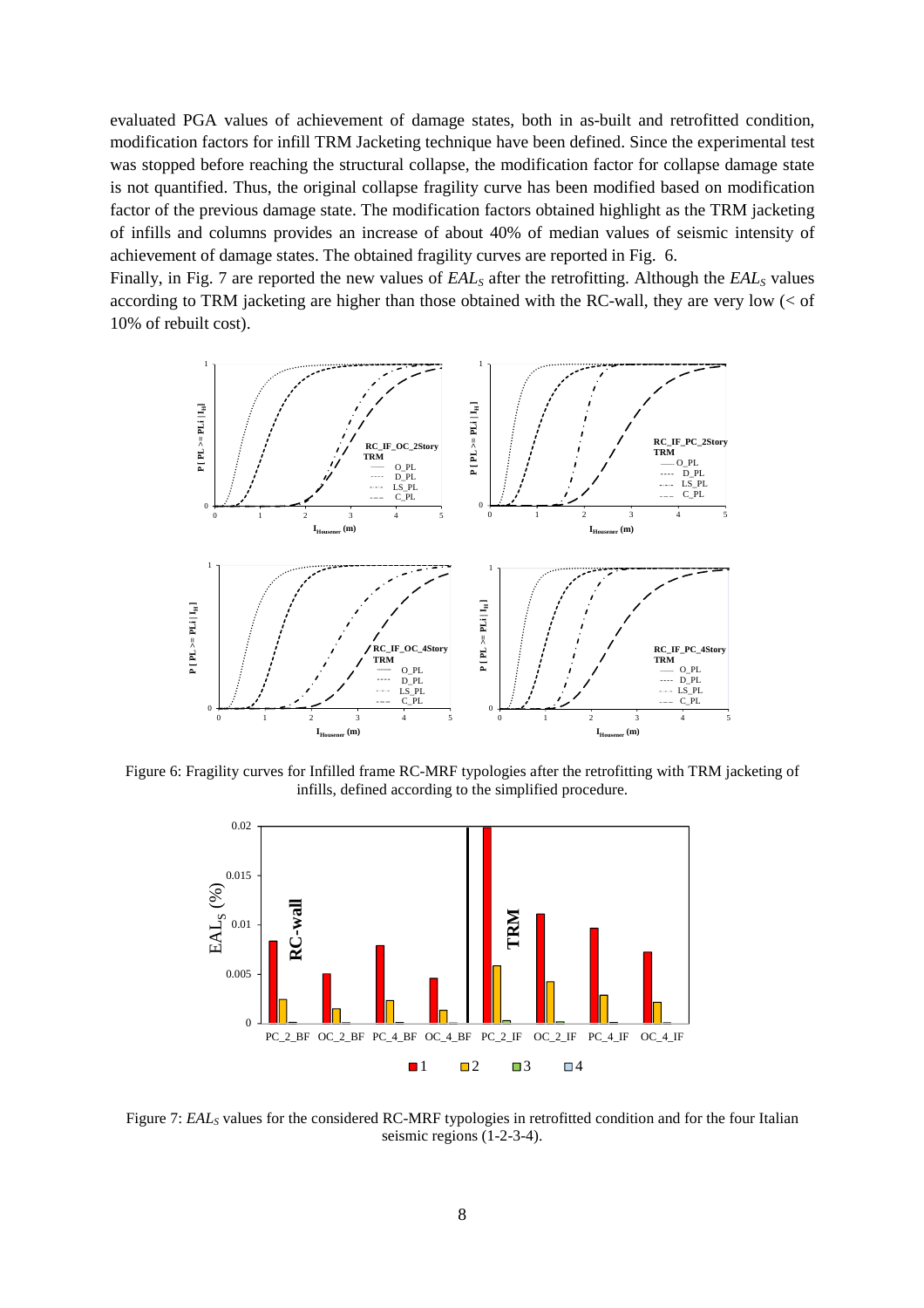evaluated PGA values of achievement of damage states, both in as-built and retrofitted condition, modification factors for infill TRM Jacketing technique have been defined. Since the experimental test was stopped before reaching the structural collapse, the modification factor for collapse damage state is not quantified. Thus, the original collapse fragility curve has been modified based on modification factor of the previous damage state. The modification factors obtained highlight as the TRM jacketing of infills and columns provides an increase of about 40% of median values of seismic intensity of achievement of damage states. The obtained fragility curves are reported in Fig. 6.

Finally, in Fig. 7 are reported the new values of $EAL_S$ after the retrofitting. Although the $EAL_S$ values according to TRM jacketing are higher than those obtained with the RC-wall, they are very low (< of 10% of rebuilt cost).

Figure 6: Fragility curves for Infilled frame RC-MRF typologies after the retrofitting with TRM jacketing of infills, defined according to the simplified procedure.

Figure 7: $EAL_S$ values for the considered RC-MRF typologies in retrofitted condition and for the four Italian seismic regions (1-2-3-4).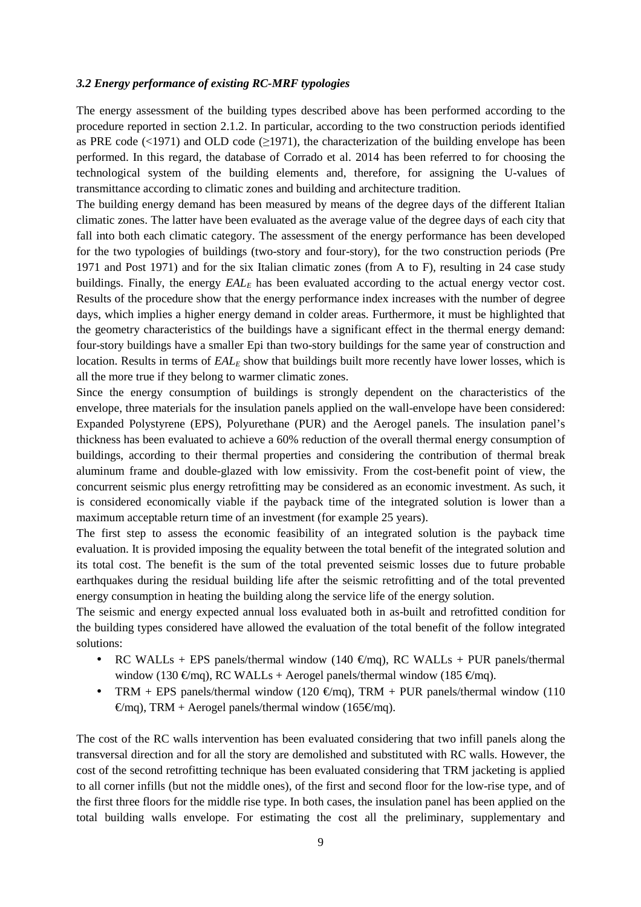### *3.2 Energy performance of existing RC-MRF typologies*

The energy assessment of the building types described above has been performed according to the procedure reported in section 2.1.2. In particular, according to the two construction periods identified as PRE code (<1971) and OLD code (≥1971), the characterization of the building envelope has been performed. In this regard, the database of Corrado et al. 2014 has been referred to for choosing the technological system of the building elements and, therefore, for assigning the U-values of transmittance according to climatic zones and building and architecture tradition.

The building energy demand has been measured by means of the degree days of the different Italian climatic zones. The latter have been evaluated as the average value of the degree days of each city that fall into both each climatic category. The assessment of the energy performance has been developed for the two typologies of buildings (two-story and four-story), for the two construction periods (Pre 1971 and Post 1971) and for the six Italian climatic zones (from A to F), resulting in 24 case study buildings. Finally, the energy $EAL_E$ has been evaluated according to the actual energy vector cost. Results of the procedure show that the energy performance index increases with the number of degree days, which implies a higher energy demand in colder areas. Furthermore, it must be highlighted that the geometry characteristics of the buildings have a significant effect in the thermal energy demand: four-story buildings have a smaller Epi than two-story buildings for the same year of construction and location. Results in terms of $EAL_E$ show that buildings built more recently have lower losses, which is all the more true if they belong to warmer climatic zones.

Since the energy consumption of buildings is strongly dependent on the characteristics of the envelope, three materials for the insulation panels applied on the wall-envelope have been considered: Expanded Polystyrene (EPS), Polyurethane (PUR) and the Aerogel panels. The insulation panel's thickness has been evaluated to achieve a 60% reduction of the overall thermal energy consumption of buildings, according to their thermal properties and considering the contribution of thermal break aluminum frame and double-glazed with low emissivity. From the cost-benefit point of view, the concurrent seismic plus energy retrofitting may be considered as an economic investment. As such, it is considered economically viable if the payback time of the integrated solution is lower than a maximum acceptable return time of an investment (for example 25 years).

The first step to assess the economic feasibility of an integrated solution is the payback time evaluation. It is provided imposing the equality between the total benefit of the integrated solution and its total cost. The benefit is the sum of the total prevented seismic losses due to future probable earthquakes during the residual building life after the seismic retrofitting and of the total prevented energy consumption in heating the building along the service life of the energy solution.

The seismic and energy expected annual loss evaluated both in as-built and retrofitted condition for the building types considered have allowed the evaluation of the total benefit of the follow integrated solutions:

- RC WALLs + EPS panels/thermal window (140 €/mq), RC WALLs + PUR panels/thermal window (130 €/mq), RC WALLs + Aerogel panels/thermal window (185 €/mq).
- TRM + EPS panels/thermal window (120 €/mq), TRM + PUR panels/thermal window (110 €/mq), TRM + Aerogel panels/thermal window (165€/mq).

The cost of the RC walls intervention has been evaluated considering that two infill panels along the transversal direction and for all the story are demolished and substituted with RC walls. However, the cost of the second retrofitting technique has been evaluated considering that TRM jacketing is applied to all corner infills (but not the middle ones), of the first and second floor for the low-rise type, and of the first three floors for the middle rise type. In both cases, the insulation panel has been applied on the total building walls envelope. For estimating the cost all the preliminary, supplementary and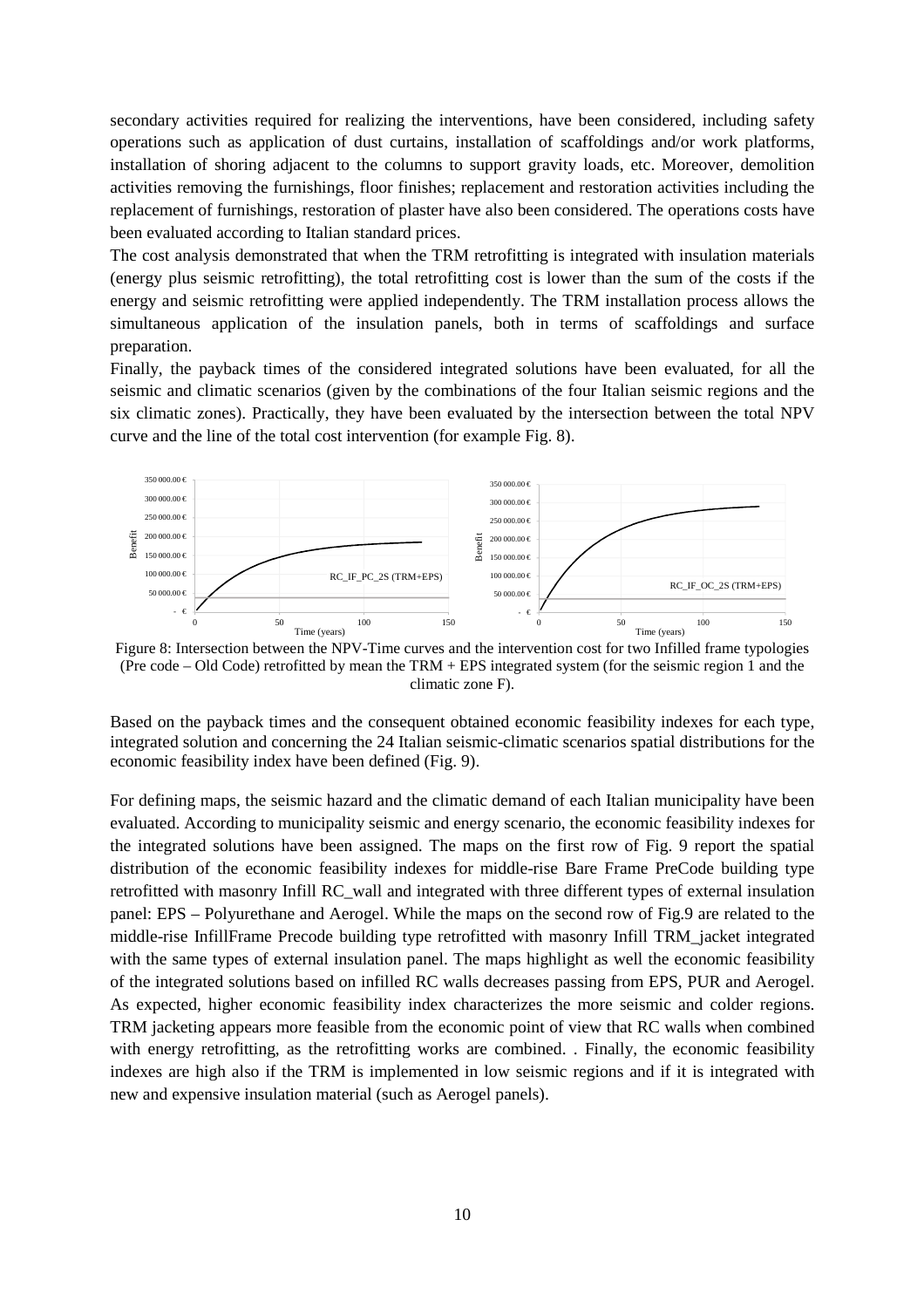secondary activities required for realizing the interventions, have been considered, including safety operations such as application of dust curtains, installation of scaffoldings and/or work platforms, installation of shoring adjacent to the columns to support gravity loads, etc. Moreover, demolition activities removing the furnishings, floor finishes; replacement and restoration activities including the replacement of furnishings, restoration of plaster have also been considered. The operations costs have been evaluated according to Italian standard prices.

The cost analysis demonstrated that when the TRM retrofitting is integrated with insulation materials (energy plus seismic retrofitting), the total retrofitting cost is lower than the sum of the costs if the energy and seismic retrofitting were applied independently. The TRM installation process allows the simultaneous application of the insulation panels, both in terms of scaffoldings and surface preparation.

Finally, the payback times of the considered integrated solutions have been evaluated, for all the seismic and climatic scenarios (given by the combinations of the four Italian seismic regions and the six climatic zones). Practically, they have been evaluated by the intersection between the total NPV curve and the line of the total cost intervention (for example Fig. 8).

Figure 8: Intersection between the NPV-Time curves and the intervention cost for two Infilled frame typologies (Pre code – Old Code) retrofitted by mean the TRM + EPS integrated system (for the seismic region 1 and the climatic zone F).

Based on the payback times and the consequent obtained economic feasibility indexes for each type, integrated solution and concerning the 24 Italian seismic-climatic scenarios spatial distributions for the economic feasibility index have been defined (Fig. 9).

For defining maps, the seismic hazard and the climatic demand of each Italian municipality have been evaluated. According to municipality seismic and energy scenario, the economic feasibility indexes for the integrated solutions have been assigned. The maps on the first row of Fig. 9 report the spatial distribution of the economic feasibility indexes for middle-rise Bare Frame PreCode building type retrofitted with masonry Infill RC_wall and integrated with three different types of external insulation panel: EPS – Polyurethane and Aerogel. While the maps on the second row of Fig.9 are related to the middle-rise InfillFrame Precode building type retrofitted with masonry Infill TRM_jacket integrated with the same types of external insulation panel. The maps highlight as well the economic feasibility of the integrated solutions based on infilled RC walls decreases passing from EPS, PUR and Aerogel. As expected, higher economic feasibility index characterizes the more seismic and colder regions. TRM jacketing appears more feasible from the economic point of view that RC walls when combined with energy retrofitting, as the retrofitting works are combined. . Finally, the economic feasibility indexes are high also if the TRM is implemented in low seismic regions and if it is integrated with new and expensive insulation material (such as Aerogel panels).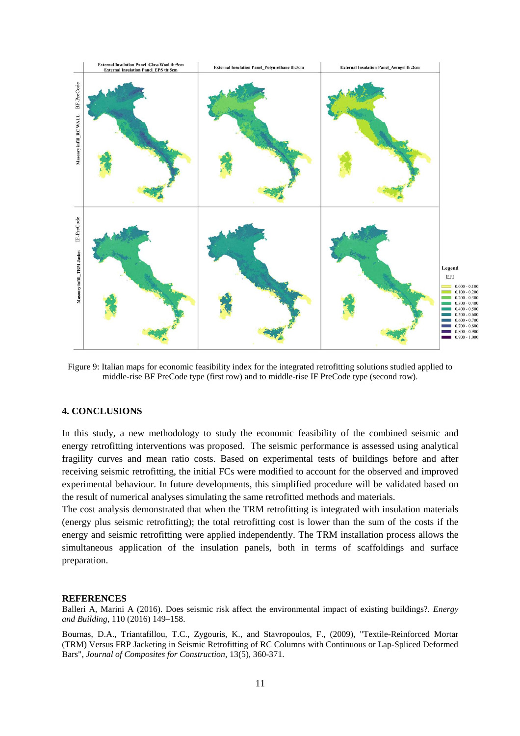Figure 9: Italian maps for economic feasibility index for the integrated retrofitting solutions studied applied to middle-rise BF PreCode type (first row) and to middle-rise IF PreCode type (second row).

## 4. CONCLUSIONS

In this study, a new methodology to study the economic feasibility of the combined seismic and energy retrofitting interventions was proposed. The seismic performance is assessed using analytical fragility curves and mean ratio costs. Based on experimental tests of buildings before and after receiving seismic retrofitting, the initial FCs were modified to account for the observed and improved experimental behaviour. In future developments, this simplified procedure will be validated based on the result of numerical analyses simulating the same retrofitted methods and materials.

The cost analysis demonstrated that when the TRM retrofitting is integrated with insulation materials (energy plus seismic retrofitting); the total retrofitting cost is lower than the sum of the costs if the energy and seismic retrofitting were applied independently. The TRM installation process allows the simultaneous application of the insulation panels, both in terms of scaffoldings and surface preparation.

## REFERENCES

Balleri A, Marini A (2016). Does seismic risk affect the environmental impact of existing buildings?. *Energy and Building*, 110 (2016) 149–158.

Bournas, D.A., Triantafillou, T.C., Zygouris, K., and Stavropoulos, F., (2009), "Textile-Reinforced Mortar (TRM) Versus FRP Jacketing in Seismic Retrofitting of RC Columns with Continuous or Lap-Spliced Deformed Bars", *Journal of Composites for Construction*, 13(5), 360-371.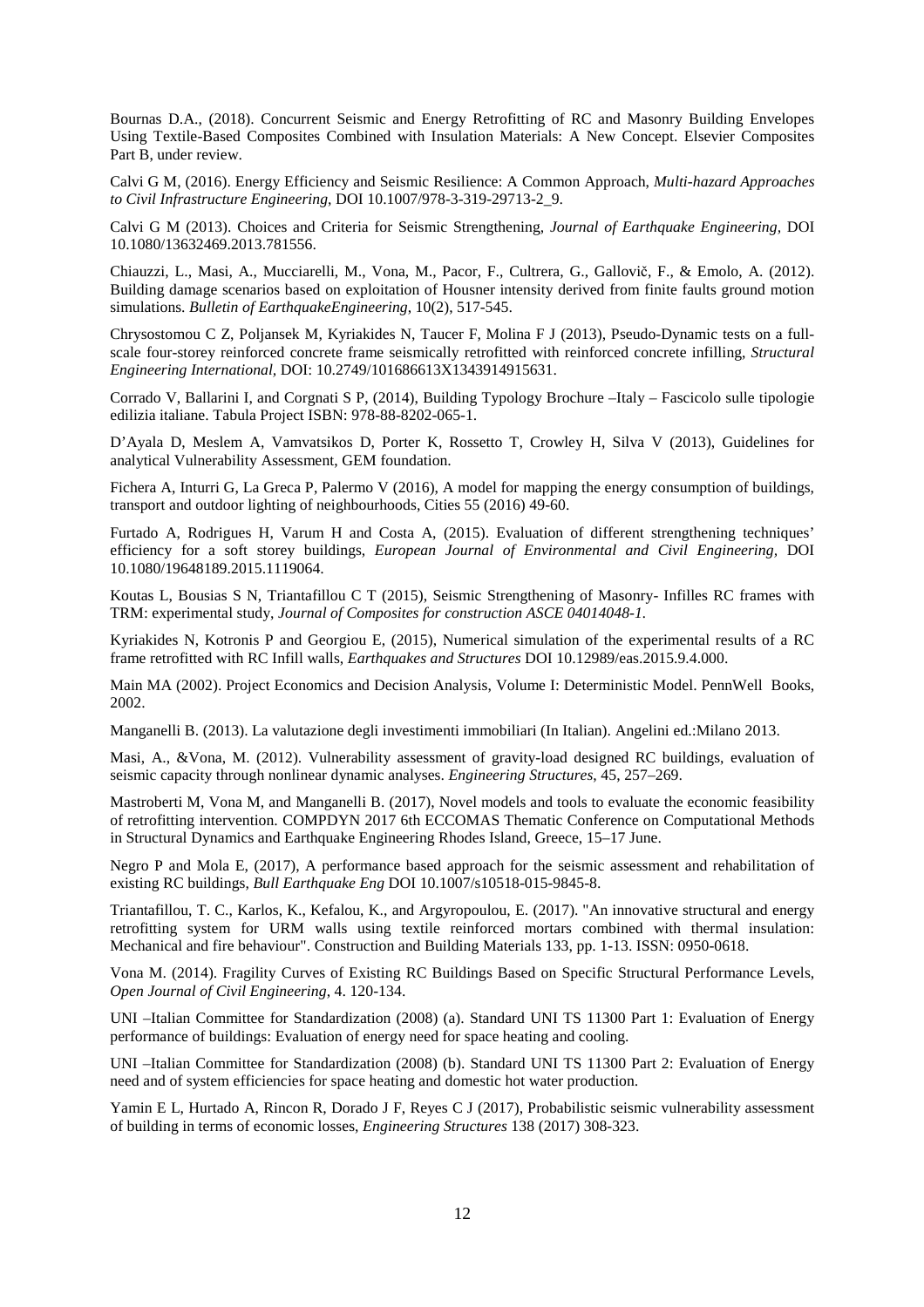Bournas D.A., (2018). Concurrent Seismic and Energy Retrofitting of RC and Masonry Building Envelopes Using Textile-Based Composites Combined with Insulation Materials: A New Concept. Elsevier Composites Part B, under review.

Calvi G M, (2016). Energy Efficiency and Seismic Resilience: A Common Approach, *Multi-hazard Approaches to Civil Infrastructure Engineering*, DOI 10.1007/978-3-319-29713-2_9.

Calvi G M (2013). Choices and Criteria for Seismic Strengthening, *Journal of Earthquake Engineering*, DOI 10.1080/13632469.2013.781556.

Chiauzzi, L., Masi, A., Mucciarelli, M., Vona, M., Pacor, F., Cultrera, G., Gallovič, F., & Emolo, A. (2012). Building damage scenarios based on exploitation of Housner intensity derived from finite faults ground motion simulations. *Bulletin of EarthquakeEngineering*, 10(2), 517-545.

Chrysostomou C Z, Poljansek M, Kyriakides N, Taucer F, Molina F J (2013), Pseudo-Dynamic tests on a full-scale four-storey reinforced concrete frame seismically retrofitted with reinforced concrete infilling, *Structural Engineering International*, DOI: 10.2749/101686613X1343914915631.

Corrado V, Ballarini I, and Corgnati S P, (2014), Building Typology Brochure –Italy – Fascicolo sulle tipologie edilizia italiane. Tabula Project ISBN: 978-88-8202-065-1.

D'Ayala D, Meslem A, Vamvatsikos D, Porter K, Rossetto T, Crowley H, Silva V (2013), Guidelines for analytical Vulnerability Assessment, GEM foundation.

Fichera A, Inturri G, La Greca P, Palermo V (2016), A model for mapping the energy consumption of buildings, transport and outdoor lighting of neighbourhoods, Cities 55 (2016) 49-60.

Furtado A, Rodrigues H, Varum H and Costa A, (2015). Evaluation of different strengthening techniques' efficiency for a soft storey buildings, *European Journal of Environmental and Civil Engineering*, DOI 10.1080/19648189.2015.1119064.

Koutas L, Bousias S N, Triantafillou C T (2015), Seismic Strengthening of Masonry- Infilles RC frames with TRM: experimental study, *Journal of Composites for construction ASCE 04014048-1.*

Kyriakides N, Kotronis P and Georgiou E, (2015), Numerical simulation of the experimental results of a RC frame retrofitted with RC Infill walls, *Earthquakes and Structures* DOI 10.12989/eas.2015.9.4.000.

Main MA (2002). Project Economics and Decision Analysis, Volume I: Deterministic Model. PennWell Books, 2002.

Manganelli B. (2013). La valutazione degli investimenti immobiliari (In Italian). Angelini ed.:Milano 2013.

Masi, A., &Vona, M. (2012). Vulnerability assessment of gravity-load designed RC buildings, evaluation of seismic capacity through nonlinear dynamic analyses. *Engineering Structures*, 45, 257–269.

Mastroberti M, Vona M, and Manganelli B. (2017), Novel models and tools to evaluate the economic feasibility of retrofitting intervention. COMPDYN 2017 6th ECCOMAS Thematic Conference on Computational Methods in Structural Dynamics and Earthquake Engineering Rhodes Island, Greece, 15–17 June.

Negro P and Mola E, (2017), A performance based approach for the seismic assessment and rehabilitation of existing RC buildings, *Bull Earthquake Eng* DOI 10.1007/s10518-015-9845-8.

Triantafillou, T. C., Karlos, K., Kefalou, K., and Argyropoulou, E. (2017). "An innovative structural and energy retrofitting system for URM walls using textile reinforced mortars combined with thermal insulation: Mechanical and fire behaviour". Construction and Building Materials 133, pp. 1-13. ISSN: 0950-0618.

Vona M. (2014). Fragility Curves of Existing RC Buildings Based on Specific Structural Performance Levels, *Open Journal of Civil Engineering*, 4. 120-134.

UNI –Italian Committee for Standardization (2008) (a). Standard UNI TS 11300 Part 1: Evaluation of Energy performance of buildings: Evaluation of energy need for space heating and cooling.

UNI –Italian Committee for Standardization (2008) (b). Standard UNI TS 11300 Part 2: Evaluation of Energy need and of system efficiencies for space heating and domestic hot water production.

Yamin E L, Hurtado A, Rincon R, Dorado J F, Reyes C J (2017), Probabilistic seismic vulnerability assessment of building in terms of economic losses, *Engineering Structures* 138 (2017) 308-323.